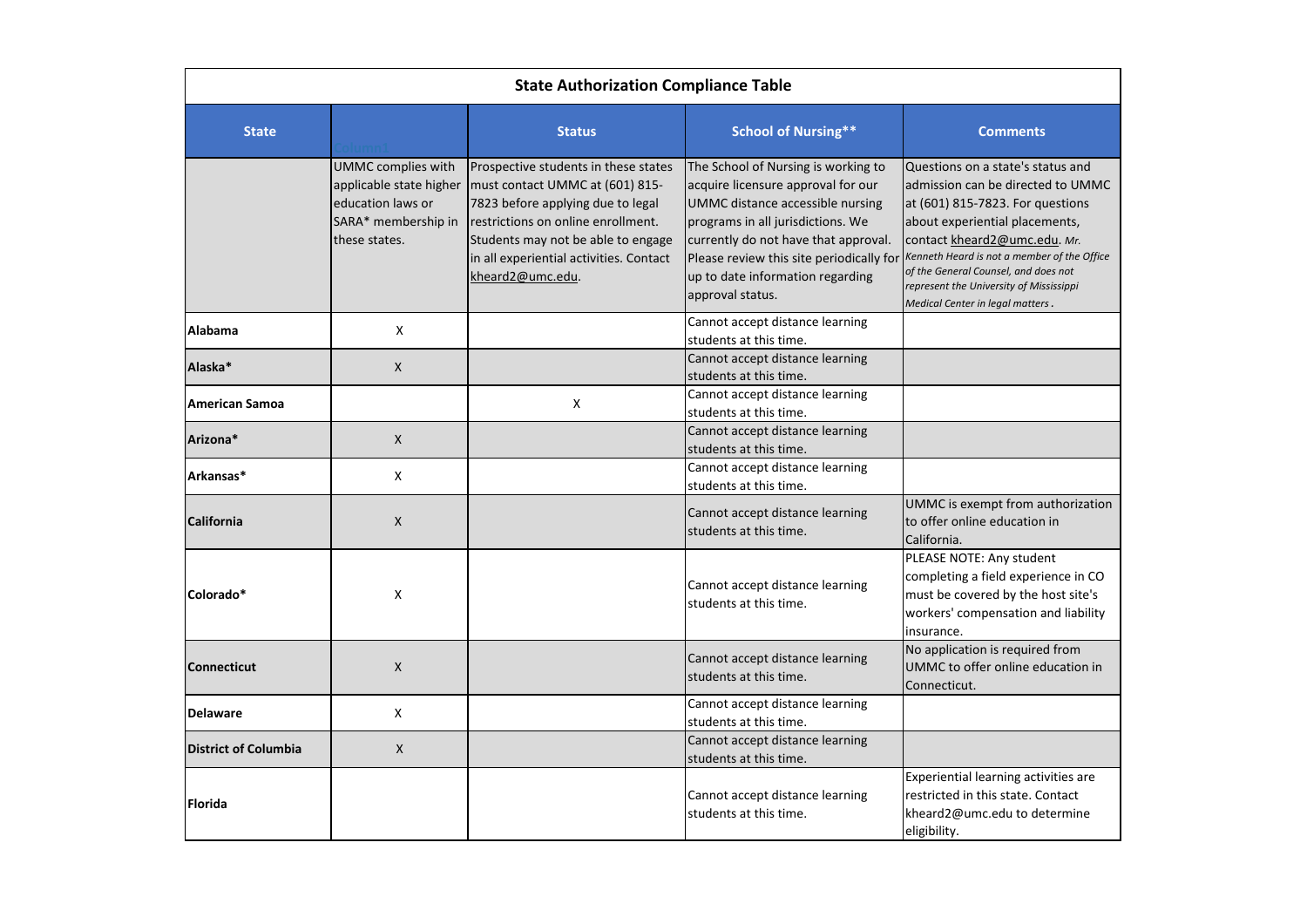## State Authorization Compliance Table

| State | Column1 | Status | School of Nursing** | Comments |
|---|---|---|---|---|
| | UMMC complies with applicable state higher education laws or SARA* membership in these states. | Prospective students in these states must contact UMMC at (601) 815-7823 before applying due to legal restrictions on online enrollment. Students may not be able to engage in all experiential activities. Contact kheard2@umc.edu. | The School of Nursing is working to acquire licensure approval for our UMMC distance accessible nursing programs in all jurisdictions. We currently do not have that approval. Please review this site periodically for up to date information regarding approval status. | Questions on a state's status and admission can be directed to UMMC at (601) 815-7823. For questions about experiential placements, contact kheard2@umc.edu. *Mr. Kenneth Heard is not a member of the Office of the General Counsel, and does not represent the University of Mississippi Medical Center in legal matters*. |
| **Alabama** | X | | Cannot accept distance learning students at this time. | |
| **Alaska*** | X | | Cannot accept distance learning students at this time. | |
| **American Samoa** | | X | Cannot accept distance learning students at this time. | |
| **Arizona*** | X | | Cannot accept distance learning students at this time. | |
| **Arkansas*** | X | | Cannot accept distance learning students at this time. | |
| **California** | X | | Cannot accept distance learning students at this time. | UMMC is exempt from authorization to offer online education in California. |
| **Colorado*** | X | | Cannot accept distance learning students at this time. | PLEASE NOTE: Any student completing a field experience in CO must be covered by the host site's workers' compensation and liability insurance. |
| **Connecticut** | X | | Cannot accept distance learning students at this time. | No application is required from UMMC to offer online education in Connecticut. |
| **Delaware** | X | | Cannot accept distance learning students at this time. | |
| **District of Columbia** | X | | Cannot accept distance learning students at this time. | |
| **Florida** | | | Cannot accept distance learning students at this time. | Experiential learning activities are restricted in this state. Contact kheard2@umc.edu to determine eligibility. |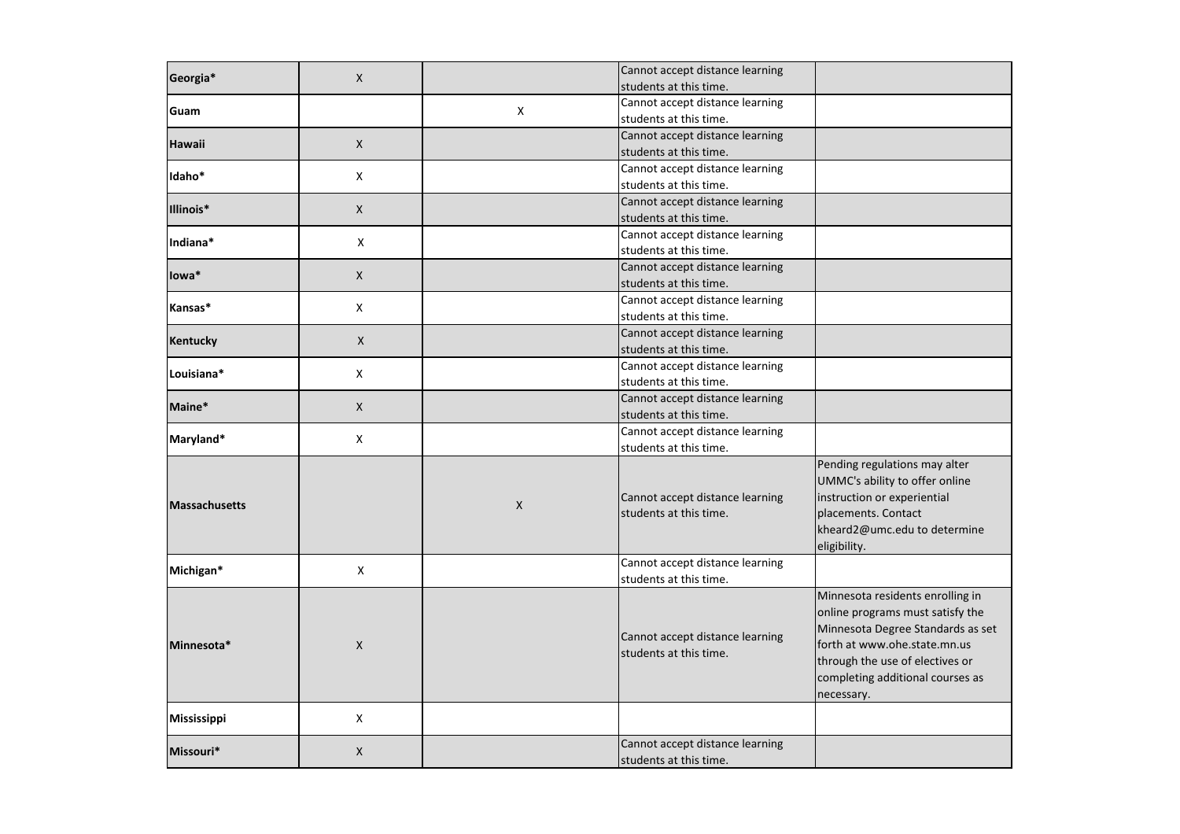| | | | | |
|---|---|---|---|---|
| **Georgia*** | X | | Cannot accept distance learning students at this time. | |
| **Guam** | | X | Cannot accept distance learning students at this time. | |
| **Hawaii** | X | | Cannot accept distance learning students at this time. | |
| **Idaho*** | X | | Cannot accept distance learning students at this time. | |
| **Illinois*** | X | | Cannot accept distance learning students at this time. | |
| **Indiana*** | X | | Cannot accept distance learning students at this time. | |
| **Iowa*** | X | | Cannot accept distance learning students at this time. | |
| **Kansas*** | X | | Cannot accept distance learning students at this time. | |
| **Kentucky** | X | | Cannot accept distance learning students at this time. | |
| **Louisiana*** | X | | Cannot accept distance learning students at this time. | |
| **Maine*** | X | | Cannot accept distance learning students at this time. | |
| **Maryland*** | X | | Cannot accept distance learning students at this time. | |
| **Massachusetts** | | X | Cannot accept distance learning students at this time. | Pending regulations may alter UMMC's ability to offer online instruction or experiential placements. Contact kheard2@umc.edu to determine eligibility. |
| **Michigan*** | X | | Cannot accept distance learning students at this time. | |
| **Minnesota*** | X | | Cannot accept distance learning students at this time. | Minnesota residents enrolling in online programs must satisfy the Minnesota Degree Standards as set forth at www.ohe.state.mn.us through the use of electives or completing additional courses as necessary. |
| **Mississippi** | X | | | |
| **Missouri*** | X | | Cannot accept distance learning students at this time. | |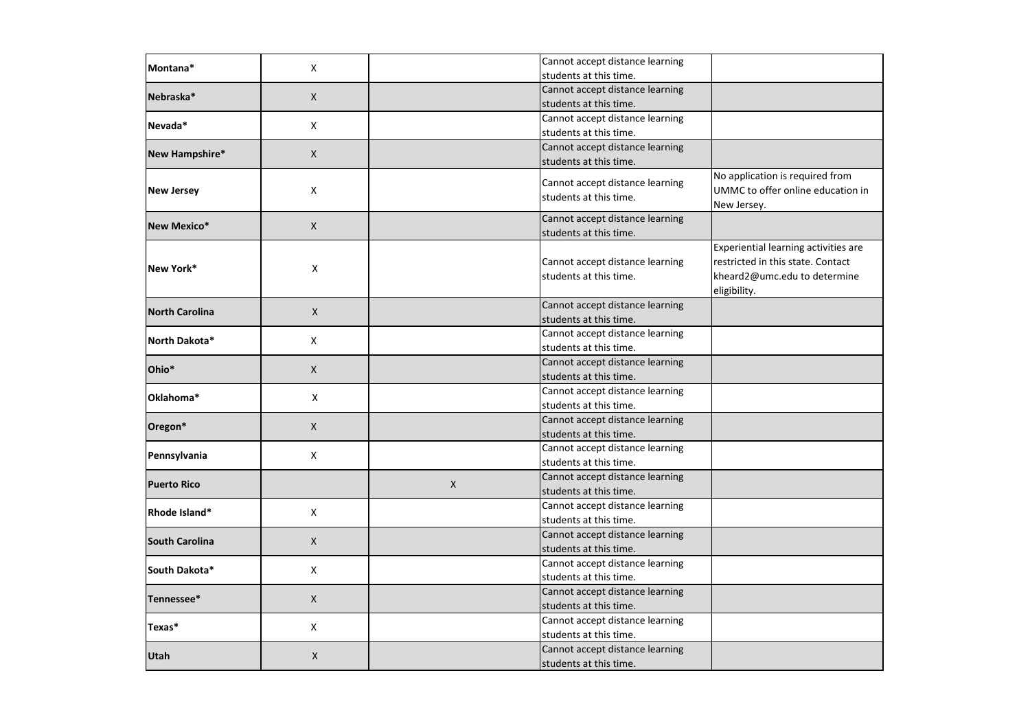| | | | | |
|---|---|---|---|---|
| **Montana*** | X | | Cannot accept distance learning students at this time. | |
| **Nebraska*** | X | | Cannot accept distance learning students at this time. | |
| **Nevada*** | X | | Cannot accept distance learning students at this time. | |
| **New Hampshire*** | X | | Cannot accept distance learning students at this time. | |
| **New Jersey** | X | | Cannot accept distance learning students at this time. | No application is required from UMMC to offer online education in New Jersey. |
| **New Mexico*** | X | | Cannot accept distance learning students at this time. | |
| **New York*** | X | | Cannot accept distance learning students at this time. | Experiential learning activities are restricted in this state. Contact kheard2@umc.edu to determine eligibility. |
| **North Carolina** | X | | Cannot accept distance learning students at this time. | |
| **North Dakota*** | X | | Cannot accept distance learning students at this time. | |
| **Ohio*** | X | | Cannot accept distance learning students at this time. | |
| **Oklahoma*** | X | | Cannot accept distance learning students at this time. | |
| **Oregon*** | X | | Cannot accept distance learning students at this time. | |
| **Pennsylvania** | X | | Cannot accept distance learning students at this time. | |
| **Puerto Rico** | | X | Cannot accept distance learning students at this time. | |
| **Rhode Island*** | X | | Cannot accept distance learning students at this time. | |
| **South Carolina** | X | | Cannot accept distance learning students at this time. | |
| **South Dakota*** | X | | Cannot accept distance learning students at this time. | |
| **Tennessee*** | X | | Cannot accept distance learning students at this time. | |
| **Texas*** | X | | Cannot accept distance learning students at this time. | |
| **Utah** | X | | Cannot accept distance learning students at this time. | |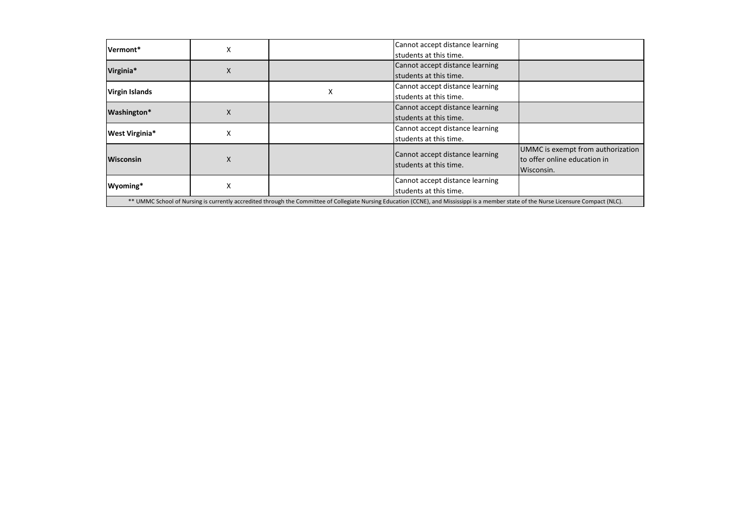| | | | | |
|---|---|---|---|---|
| **Vermont*** | X | | Cannot accept distance learning students at this time. | |
| **Virginia*** | X | | Cannot accept distance learning students at this time. | |
| **Virgin Islands** | | X | Cannot accept distance learning students at this time. | |
| **Washington*** | X | | Cannot accept distance learning students at this time. | |
| **West Virginia*** | X | | Cannot accept distance learning students at this time. | |
| **Wisconsin** | X | | Cannot accept distance learning students at this time. | UMMC is exempt from authorization to offer online education in Wisconsin. |
| **Wyoming*** | X | | Cannot accept distance learning students at this time. | |
| ** UMMC School of Nursing is currently accredited through the Committee of Collegiate Nursing Education (CCNE), and Mississippi is a member state of the Nurse Licensure Compact (NLC). | | | | |